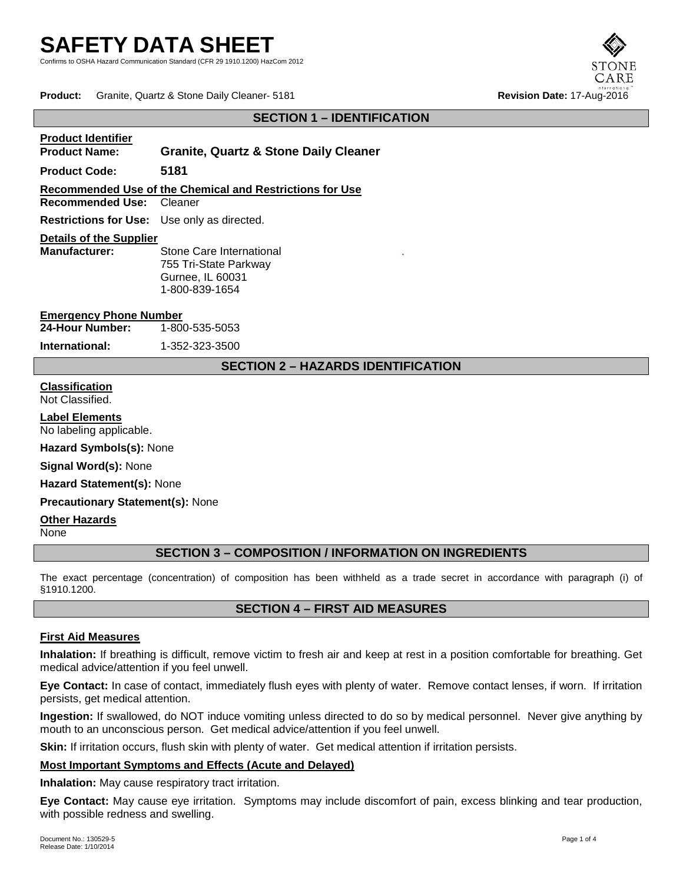# SAFETY DATA SHEET

Confirms to OSHA Hazard Communication Standard (CFR 29 1910.1200) HazCom 2012

**Product:** Granite, Quartz & Stone Daily Cleaner- 5181 **Revision Date:** 17-Aug-2016

## SECTION 1 – IDENTIFICATION

**Product Identifier**

**Product Name:** **Granite, Quartz & Stone Daily Cleaner**

**Product Code:** **5181**

**Recommended Use of the Chemical and Restrictions for Use**

**Recommended Use:** Cleaner

**Restrictions for Use:** Use only as directed.

**Details of the Supplier**

**Manufacturer:** Stone Care International
755 Tri-State Parkway
Gurnee, IL 60031
1-800-839-1654

**Emergency Phone Number**

**24-Hour Number:** 1-800-535-5053

**International:** 1-352-323-3500

## SECTION 2 – HAZARDS IDENTIFICATION

**Classification**

Not Classified.

**Label Elements**

No labeling applicable.

**Hazard Symbols(s):** None

**Signal Word(s):** None

**Hazard Statement(s):** None

**Precautionary Statement(s):** None

**Other Hazards**

None

## SECTION 3 – COMPOSITION / INFORMATION ON INGREDIENTS

The exact percentage (concentration) of composition has been withheld as a trade secret in accordance with paragraph (i) of §1910.1200.

## SECTION 4 – FIRST AID MEASURES

**First Aid Measures**

**Inhalation:** If breathing is difficult, remove victim to fresh air and keep at rest in a position comfortable for breathing. Get medical advice/attention if you feel unwell.

**Eye Contact:** In case of contact, immediately flush eyes with plenty of water. Remove contact lenses, if worn. If irritation persists, get medical attention.

**Ingestion:** If swallowed, do NOT induce vomiting unless directed to do so by medical personnel. Never give anything by mouth to an unconscious person. Get medical advice/attention if you feel unwell.

**Skin:** If irritation occurs, flush skin with plenty of water. Get medical attention if irritation persists.

**Most Important Symptoms and Effects (Acute and Delayed)**

**Inhalation:** May cause respiratory tract irritation.

**Eye Contact:** May cause eye irritation. Symptoms may include discomfort of pain, excess blinking and tear production, with possible redness and swelling.

Document No.: 130529-5
Release Date: 1/10/2014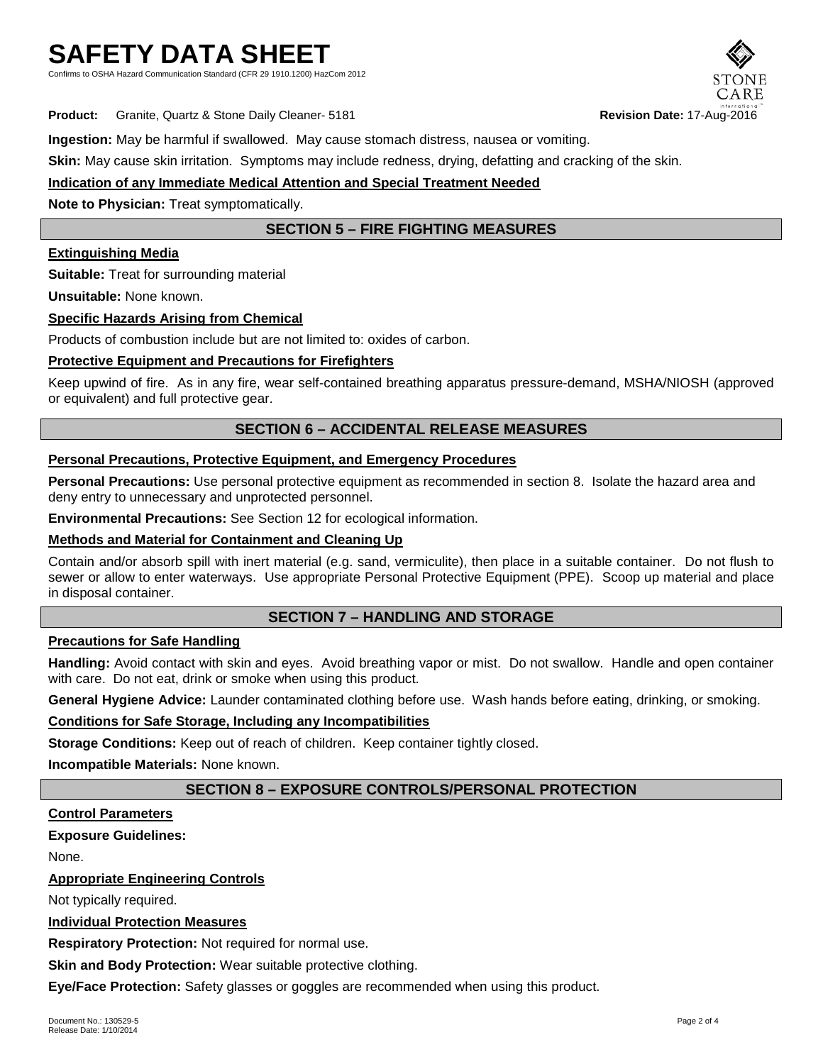**Ingestion:** May be harmful if swallowed. May cause stomach distress, nausea or vomiting.

**Skin:** May cause skin irritation. Symptoms may include redness, drying, defatting and cracking of the skin.

**Indication of any Immediate Medical Attention and Special Treatment Needed**

**Note to Physician:** Treat symptomatically.

## SECTION 5 – FIRE FIGHTING MEASURES

**Extinguishing Media**

**Suitable:** Treat for surrounding material

**Unsuitable:** None known.

**Specific Hazards Arising from Chemical**

Products of combustion include but are not limited to: oxides of carbon.

**Protective Equipment and Precautions for Firefighters**

Keep upwind of fire. As in any fire, wear self-contained breathing apparatus pressure-demand, MSHA/NIOSH (approved or equivalent) and full protective gear.

## SECTION 6 – ACCIDENTAL RELEASE MEASURES

**Personal Precautions, Protective Equipment, and Emergency Procedures**

**Personal Precautions:** Use personal protective equipment as recommended in section 8. Isolate the hazard area and deny entry to unnecessary and unprotected personnel.

**Environmental Precautions:** See Section 12 for ecological information.

**Methods and Material for Containment and Cleaning Up**

Contain and/or absorb spill with inert material (e.g. sand, vermiculite), then place in a suitable container. Do not flush to sewer or allow to enter waterways. Use appropriate Personal Protective Equipment (PPE). Scoop up material and place in disposal container.

## SECTION 7 – HANDLING AND STORAGE

**Precautions for Safe Handling**

**Handling:** Avoid contact with skin and eyes. Avoid breathing vapor or mist. Do not swallow. Handle and open container with care. Do not eat, drink or smoke when using this product.

**General Hygiene Advice:** Launder contaminated clothing before use. Wash hands before eating, drinking, or smoking.

**Conditions for Safe Storage, Including any Incompatibilities**

**Storage Conditions:** Keep out of reach of children. Keep container tightly closed.

**Incompatible Materials:** None known.

## SECTION 8 – EXPOSURE CONTROLS/PERSONAL PROTECTION

**Control Parameters**

**Exposure Guidelines:**

None.

**Appropriate Engineering Controls**

Not typically required.

**Individual Protection Measures**

**Respiratory Protection:** Not required for normal use.

**Skin and Body Protection:** Wear suitable protective clothing.

**Eye/Face Protection:** Safety glasses or goggles are recommended when using this product.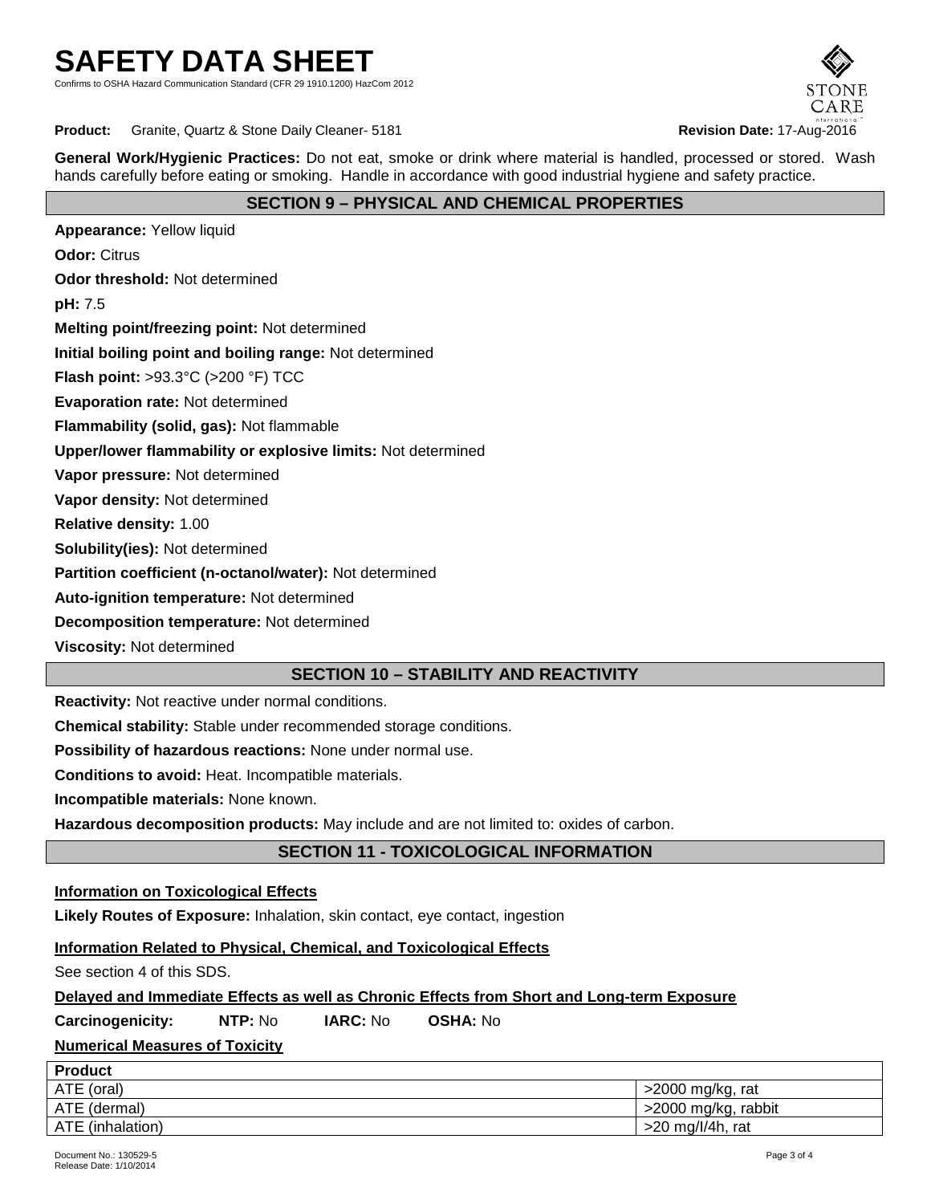**General Work/Hygienic Practices:** Do not eat, smoke or drink where material is handled, processed or stored. Wash hands carefully before eating or smoking. Handle in accordance with good industrial hygiene and safety practice.

## SECTION 9 – PHYSICAL AND CHEMICAL PROPERTIES

**Appearance:** Yellow liquid

**Odor:** Citrus

**Odor threshold:** Not determined

**pH:** 7.5

**Melting point/freezing point:** Not determined

**Initial boiling point and boiling range:** Not determined

**Flash point:** >93.3°C (>200 °F) TCC

**Evaporation rate:** Not determined

**Flammability (solid, gas):** Not flammable

**Upper/lower flammability or explosive limits:** Not determined

**Vapor pressure:** Not determined

**Vapor density:** Not determined

**Relative density:** 1.00

**Solubility(ies):** Not determined

**Partition coefficient (n-octanol/water):** Not determined

**Auto-ignition temperature:** Not determined

**Decomposition temperature:** Not determined

**Viscosity:** Not determined

## SECTION 10 – STABILITY AND REACTIVITY

**Reactivity:** Not reactive under normal conditions.

**Chemical stability:** Stable under recommended storage conditions.

**Possibility of hazardous reactions:** None under normal use.

**Conditions to avoid:** Heat. Incompatible materials.

**Incompatible materials:** None known.

**Hazardous decomposition products:** May include and are not limited to: oxides of carbon.

## SECTION 11 - TOXICOLOGICAL INFORMATION

**Information on Toxicological Effects**

**Likely Routes of Exposure:** Inhalation, skin contact, eye contact, ingestion

**Information Related to Physical, Chemical, and Toxicological Effects**

See section 4 of this SDS.

**Delayed and Immediate Effects as well as Chronic Effects from Short and Long-term Exposure**

**Carcinogenicity:** **NTP:** No **IARC:** No **OSHA:** No

**Numerical Measures of Toxicity**

| Product | |
|---|---|
| ATE (oral) | >2000 mg/kg, rat |
| ATE (dermal) | >2000 mg/kg, rabbit |
| ATE (inhalation) | >20 mg/l/4h, rat |

Document No.: 130529-5
Release Date: 1/10/2014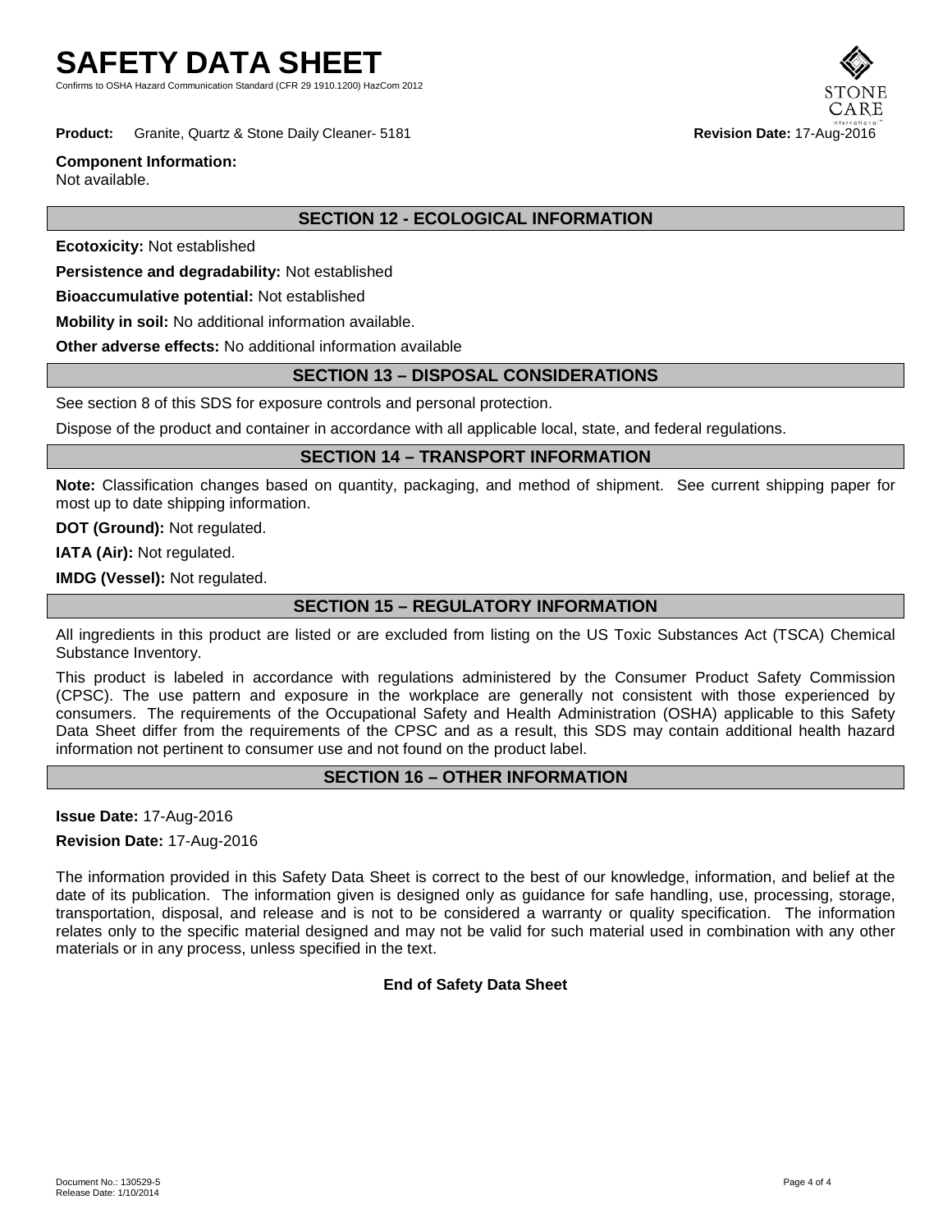**Component Information:**
Not available.

## SECTION 12 - ECOLOGICAL INFORMATION

**Ecotoxicity:** Not established

**Persistence and degradability:** Not established

**Bioaccumulative potential:** Not established

**Mobility in soil:** No additional information available.

**Other adverse effects:** No additional information available

## SECTION 13 – DISPOSAL CONSIDERATIONS

See section 8 of this SDS for exposure controls and personal protection.

Dispose of the product and container in accordance with all applicable local, state, and federal regulations.

## SECTION 14 – TRANSPORT INFORMATION

**Note:** Classification changes based on quantity, packaging, and method of shipment. See current shipping paper for most up to date shipping information.

**DOT (Ground):** Not regulated.

**IATA (Air):** Not regulated.

**IMDG (Vessel):** Not regulated.

## SECTION 15 – REGULATORY INFORMATION

All ingredients in this product are listed or are excluded from listing on the US Toxic Substances Act (TSCA) Chemical Substance Inventory.

This product is labeled in accordance with regulations administered by the Consumer Product Safety Commission (CPSC). The use pattern and exposure in the workplace are generally not consistent with those experienced by consumers. The requirements of the Occupational Safety and Health Administration (OSHA) applicable to this Safety Data Sheet differ from the requirements of the CPSC and as a result, this SDS may contain additional health hazard information not pertinent to consumer use and not found on the product label.

## SECTION 16 – OTHER INFORMATION

**Issue Date:** 17-Aug-2016

**Revision Date:** 17-Aug-2016

The information provided in this Safety Data Sheet is correct to the best of our knowledge, information, and belief at the date of its publication. The information given is designed only as guidance for safe handling, use, processing, storage, transportation, disposal, and release and is not to be considered a warranty or quality specification. The information relates only to the specific material designed and may not be valid for such material used in combination with any other materials or in any process, unless specified in the text.

**End of Safety Data Sheet**